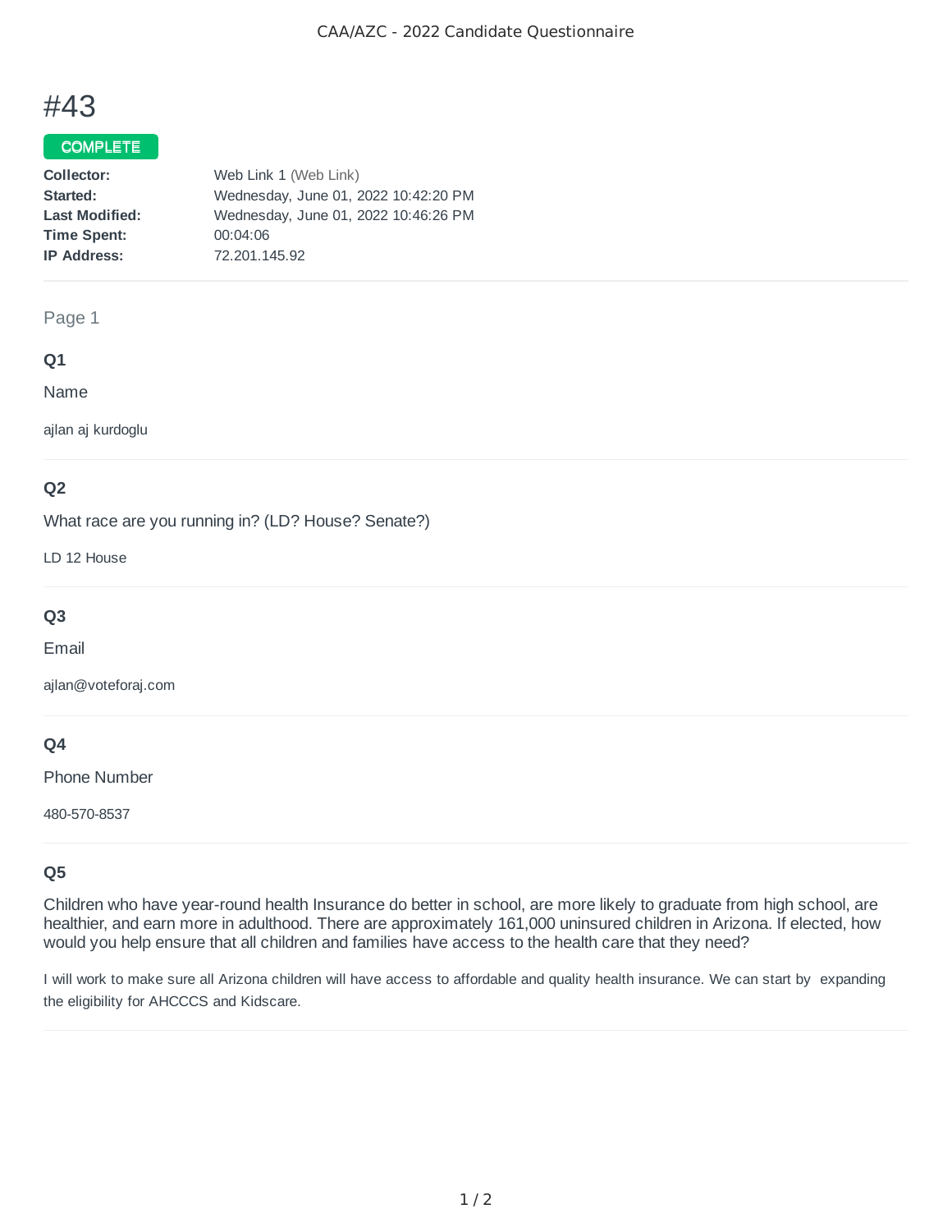# #43

**COMPLETE**

| | |
|---|---|
| **Collector:** | Web Link 1 (Web Link) |
| **Started:** | Wednesday, June 01, 2022 10:42:20 PM |
| **Last Modified:** | Wednesday, June 01, 2022 10:46:26 PM |
| **Time Spent:** | 00:04:06 |
| **IP Address:** | 72.201.145.92 |

## Page 1

### Q1

Name

ajlan aj kurdoglu

### Q2

What race are you running in? (LD? House? Senate?)

LD 12 House

### Q3

Email

ajlan@voteforaj.com

### Q4

Phone Number

480-570-8537

### Q5

Children who have year-round health Insurance do better in school, are more likely to graduate from high school, are healthier, and earn more in adulthood. There are approximately 161,000 uninsured children in Arizona. If elected, how would you help ensure that all children and families have access to the health care that they need?

I will work to make sure all Arizona children will have access to affordable and quality health insurance. We can start by expanding the eligibility for AHCCCS and Kidscare.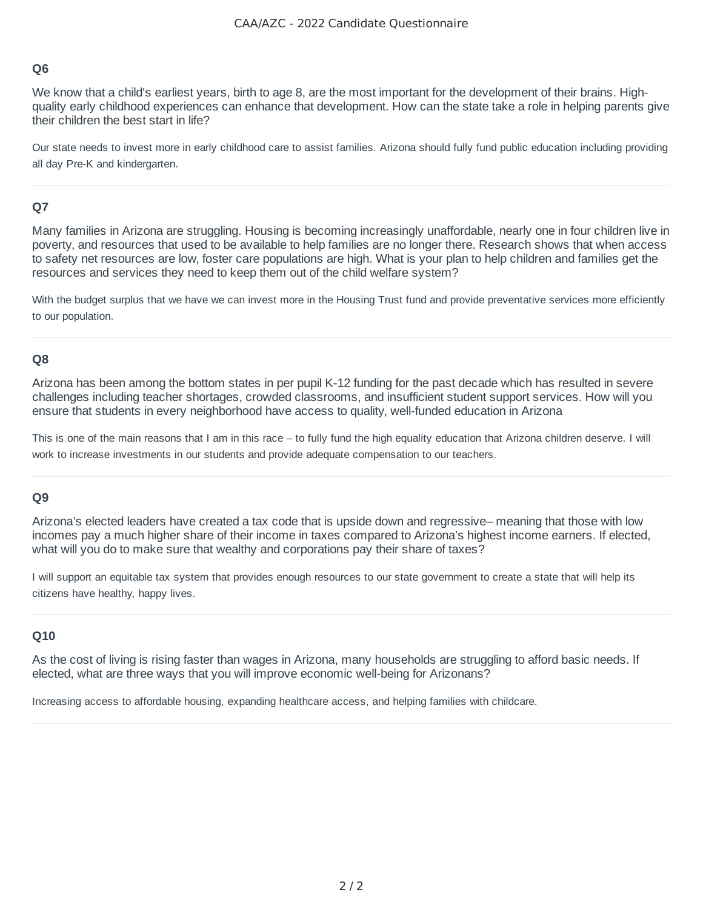### Q6

We know that a child's earliest years, birth to age 8, are the most important for the development of their brains. High-quality early childhood experiences can enhance that development. How can the state take a role in helping parents give their children the best start in life?

Our state needs to invest more in early childhood care to assist families. Arizona should fully fund public education including providing all day Pre-K and kindergarten.

### Q7

Many families in Arizona are struggling. Housing is becoming increasingly unaffordable, nearly one in four children live in poverty, and resources that used to be available to help families are no longer there. Research shows that when access to safety net resources are low, foster care populations are high. What is your plan to help children and families get the resources and services they need to keep them out of the child welfare system?

With the budget surplus that we have we can invest more in the Housing Trust fund and provide preventative services more efficiently to our population.

### Q8

Arizona has been among the bottom states in per pupil K-12 funding for the past decade which has resulted in severe challenges including teacher shortages, crowded classrooms, and insufficient student support services. How will you ensure that students in every neighborhood have access to quality, well-funded education in Arizona

This is one of the main reasons that I am in this race – to fully fund the high equality education that Arizona children deserve. I will work to increase investments in our students and provide adequate compensation to our teachers.

### Q9

Arizona's elected leaders have created a tax code that is upside down and regressive– meaning that those with low incomes pay a much higher share of their income in taxes compared to Arizona's highest income earners. If elected, what will you do to make sure that wealthy and corporations pay their share of taxes?

I will support an equitable tax system that provides enough resources to our state government to create a state that will help its citizens have healthy, happy lives.

### Q10

As the cost of living is rising faster than wages in Arizona, many households are struggling to afford basic needs. If elected, what are three ways that you will improve economic well-being for Arizonans?

Increasing access to affordable housing, expanding healthcare access, and helping families with childcare.